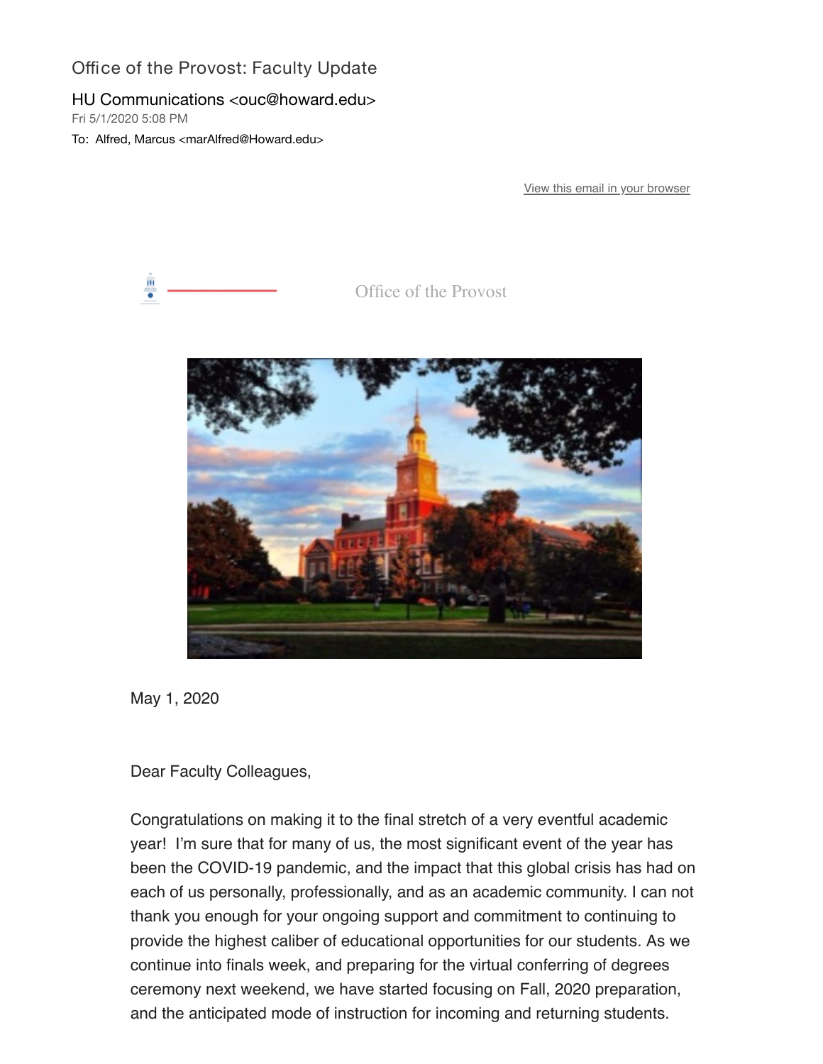Office of the Provost: Faculty Update

HU Communications <ouc@howard.edu>
Fri 5/1/2020 5:08 PM
To: Alfred, Marcus <marAlfred@Howard.edu>

View this email in your browser

Office of the Provost

May 1, 2020

Dear Faculty Colleagues,

Congratulations on making it to the final stretch of a very eventful academic year! I'm sure that for many of us, the most significant event of the year has been the COVID-19 pandemic, and the impact that this global crisis has had on each of us personally, professionally, and as an academic community. I can not thank you enough for your ongoing support and commitment to continuing to provide the highest caliber of educational opportunities for our students. As we continue into finals week, and preparing for the virtual conferring of degrees ceremony next weekend, we have started focusing on Fall, 2020 preparation, and the anticipated mode of instruction for incoming and returning students.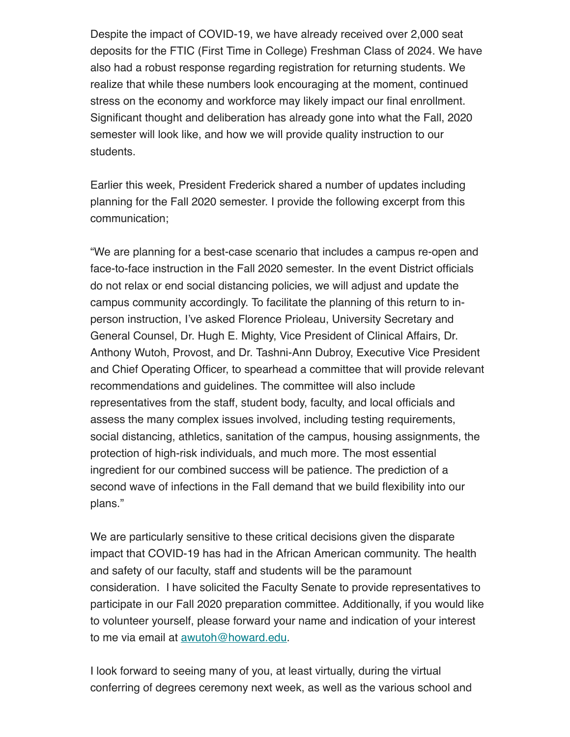Despite the impact of COVID-19, we have already received over 2,000 seat deposits for the FTIC (First Time in College) Freshman Class of 2024. We have also had a robust response regarding registration for returning students. We realize that while these numbers look encouraging at the moment, continued stress on the economy and workforce may likely impact our final enrollment. Significant thought and deliberation has already gone into what the Fall, 2020 semester will look like, and how we will provide quality instruction to our students.

Earlier this week, President Frederick shared a number of updates including planning for the Fall 2020 semester. I provide the following excerpt from this communication;

"We are planning for a best-case scenario that includes a campus re-open and face-to-face instruction in the Fall 2020 semester. In the event District officials do not relax or end social distancing policies, we will adjust and update the campus community accordingly. To facilitate the planning of this return to in-person instruction, I've asked Florence Prioleau, University Secretary and General Counsel, Dr. Hugh E. Mighty, Vice President of Clinical Affairs, Dr. Anthony Wutoh, Provost, and Dr. Tashni-Ann Dubroy, Executive Vice President and Chief Operating Officer, to spearhead a committee that will provide relevant recommendations and guidelines. The committee will also include representatives from the staff, student body, faculty, and local officials and assess the many complex issues involved, including testing requirements, social distancing, athletics, sanitation of the campus, housing assignments, the protection of high-risk individuals, and much more. The most essential ingredient for our combined success will be patience. The prediction of a second wave of infections in the Fall demand that we build flexibility into our plans."

We are particularly sensitive to these critical decisions given the disparate impact that COVID-19 has had in the African American community. The health and safety of our faculty, staff and students will be the paramount consideration. I have solicited the Faculty Senate to provide representatives to participate in our Fall 2020 preparation committee. Additionally, if you would like to volunteer yourself, please forward your name and indication of your interest to me via email at [awutoh@howard.edu](mailto:awutoh@howard.edu).

I look forward to seeing many of you, at least virtually, during the virtual conferring of degrees ceremony next week, as well as the various school and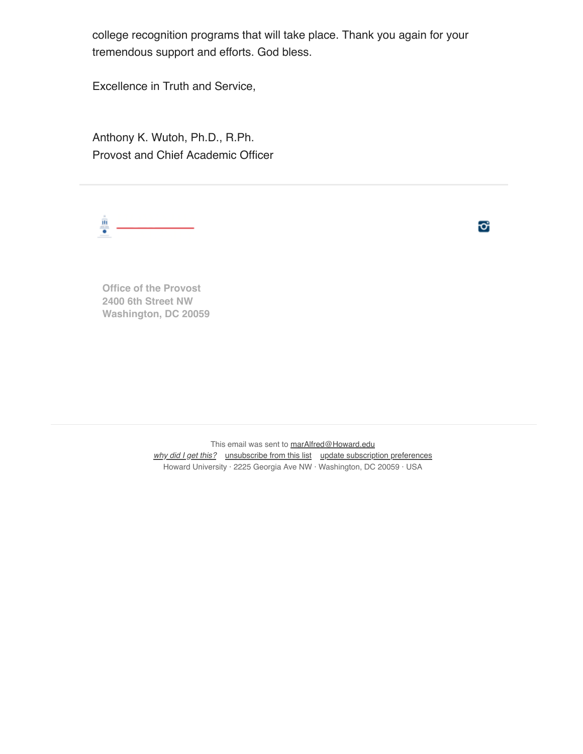college recognition programs that will take place. Thank you again for your tremendous support and efforts. God bless.

Excellence in Truth and Service,

Anthony K. Wutoh, Ph.D., R.Ph.
Provost and Chief Academic Officer

---

**Office of the Provost**
**2400 6th Street NW**
**Washington, DC 20059**

---

This email was sent to marAlfred@Howard.edu
*why did I get this?* unsubscribe from this list update subscription preferences
Howard University · 2225 Georgia Ave NW · Washington, DC 20059 · USA